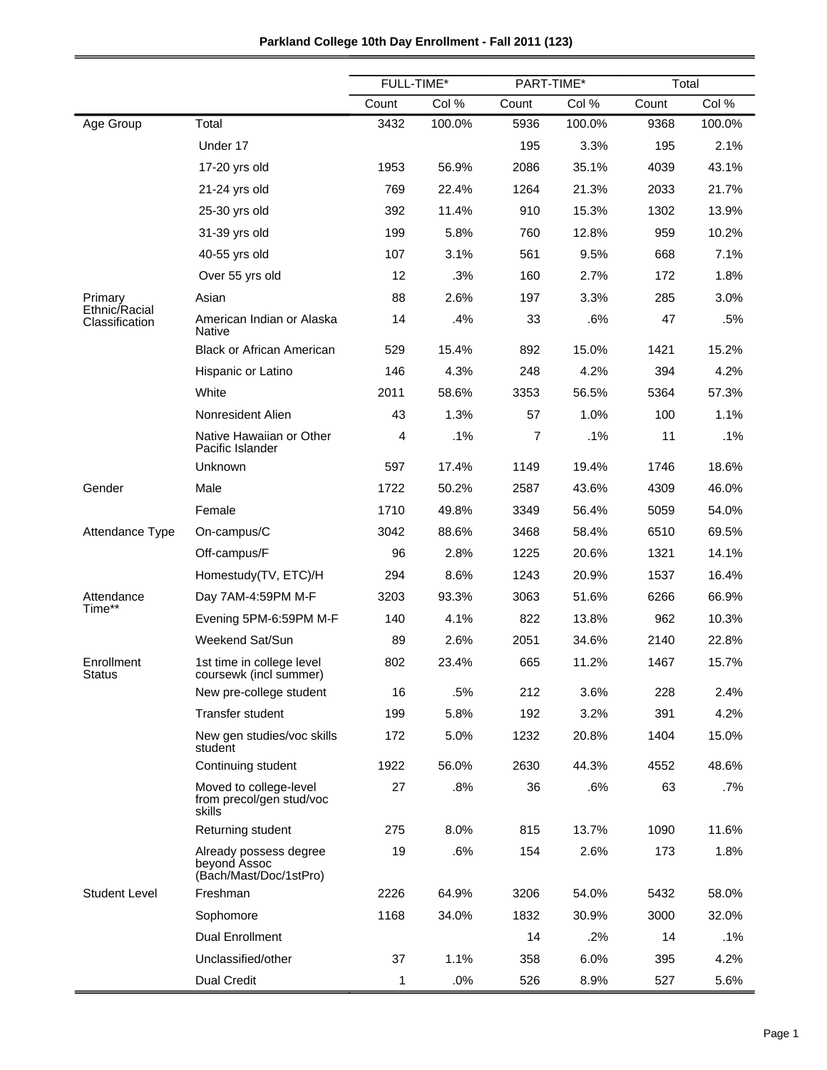**Parkland College 10th Day Enrollment - Fall 2011 (123)**

| | | FULL-TIME* | | PART-TIME* | | Total | |
|---|---|---|---|---|---|---|---|
| | | Count | Col % | Count | Col % | Count | Col % |
| Age Group | Total | 3432 | 100.0% | 5936 | 100.0% | 9368 | 100.0% |
| | Under 17 | | | 195 | 3.3% | 195 | 2.1% |
| | 17-20 yrs old | 1953 | 56.9% | 2086 | 35.1% | 4039 | 43.1% |
| | 21-24 yrs old | 769 | 22.4% | 1264 | 21.3% | 2033 | 21.7% |
| | 25-30 yrs old | 392 | 11.4% | 910 | 15.3% | 1302 | 13.9% |
| | 31-39 yrs old | 199 | 5.8% | 760 | 12.8% | 959 | 10.2% |
| | 40-55 yrs old | 107 | 3.1% | 561 | 9.5% | 668 | 7.1% |
| | Over 55 yrs old | 12 | .3% | 160 | 2.7% | 172 | 1.8% |
| Primary Ethnic/Racial Classification | Asian | 88 | 2.6% | 197 | 3.3% | 285 | 3.0% |
| | American Indian or Alaska Native | 14 | .4% | 33 | .6% | 47 | .5% |
| | Black or African American | 529 | 15.4% | 892 | 15.0% | 1421 | 15.2% |
| | Hispanic or Latino | 146 | 4.3% | 248 | 4.2% | 394 | 4.2% |
| | White | 2011 | 58.6% | 3353 | 56.5% | 5364 | 57.3% |
| | Nonresident Alien | 43 | 1.3% | 57 | 1.0% | 100 | 1.1% |
| | Native Hawaiian or Other Pacific Islander | 4 | .1% | 7 | .1% | 11 | .1% |
| | Unknown | 597 | 17.4% | 1149 | 19.4% | 1746 | 18.6% |
| Gender | Male | 1722 | 50.2% | 2587 | 43.6% | 4309 | 46.0% |
| | Female | 1710 | 49.8% | 3349 | 56.4% | 5059 | 54.0% |
| Attendance Type | On-campus/C | 3042 | 88.6% | 3468 | 58.4% | 6510 | 69.5% |
| | Off-campus/F | 96 | 2.8% | 1225 | 20.6% | 1321 | 14.1% |
| | Homestudy(TV, ETC)/H | 294 | 8.6% | 1243 | 20.9% | 1537 | 16.4% |
| Attendance Time** | Day 7AM-4:59PM M-F | 3203 | 93.3% | 3063 | 51.6% | 6266 | 66.9% |
| | Evening 5PM-6:59PM M-F | 140 | 4.1% | 822 | 13.8% | 962 | 10.3% |
| | Weekend Sat/Sun | 89 | 2.6% | 2051 | 34.6% | 2140 | 22.8% |
| Enrollment Status | 1st time in college level coursewk (incl summer) | 802 | 23.4% | 665 | 11.2% | 1467 | 15.7% |
| | New pre-college student | 16 | .5% | 212 | 3.6% | 228 | 2.4% |
| | Transfer student | 199 | 5.8% | 192 | 3.2% | 391 | 4.2% |
| | New gen studies/voc skills student | 172 | 5.0% | 1232 | 20.8% | 1404 | 15.0% |
| | Continuing student | 1922 | 56.0% | 2630 | 44.3% | 4552 | 48.6% |
| | Moved to college-level from precol/gen stud/voc skills | 27 | .8% | 36 | .6% | 63 | .7% |
| | Returning student | 275 | 8.0% | 815 | 13.7% | 1090 | 11.6% |
| | Already possess degree beyond Assoc (Bach/Mast/Doc/1stPro) | 19 | .6% | 154 | 2.6% | 173 | 1.8% |
| Student Level | Freshman | 2226 | 64.9% | 3206 | 54.0% | 5432 | 58.0% |
| | Sophomore | 1168 | 34.0% | 1832 | 30.9% | 3000 | 32.0% |
| | Dual Enrollment | | | 14 | .2% | 14 | .1% |
| | Unclassified/other | 37 | 1.1% | 358 | 6.0% | 395 | 4.2% |
| | Dual Credit | 1 | .0% | 526 | 8.9% | 527 | 5.6% |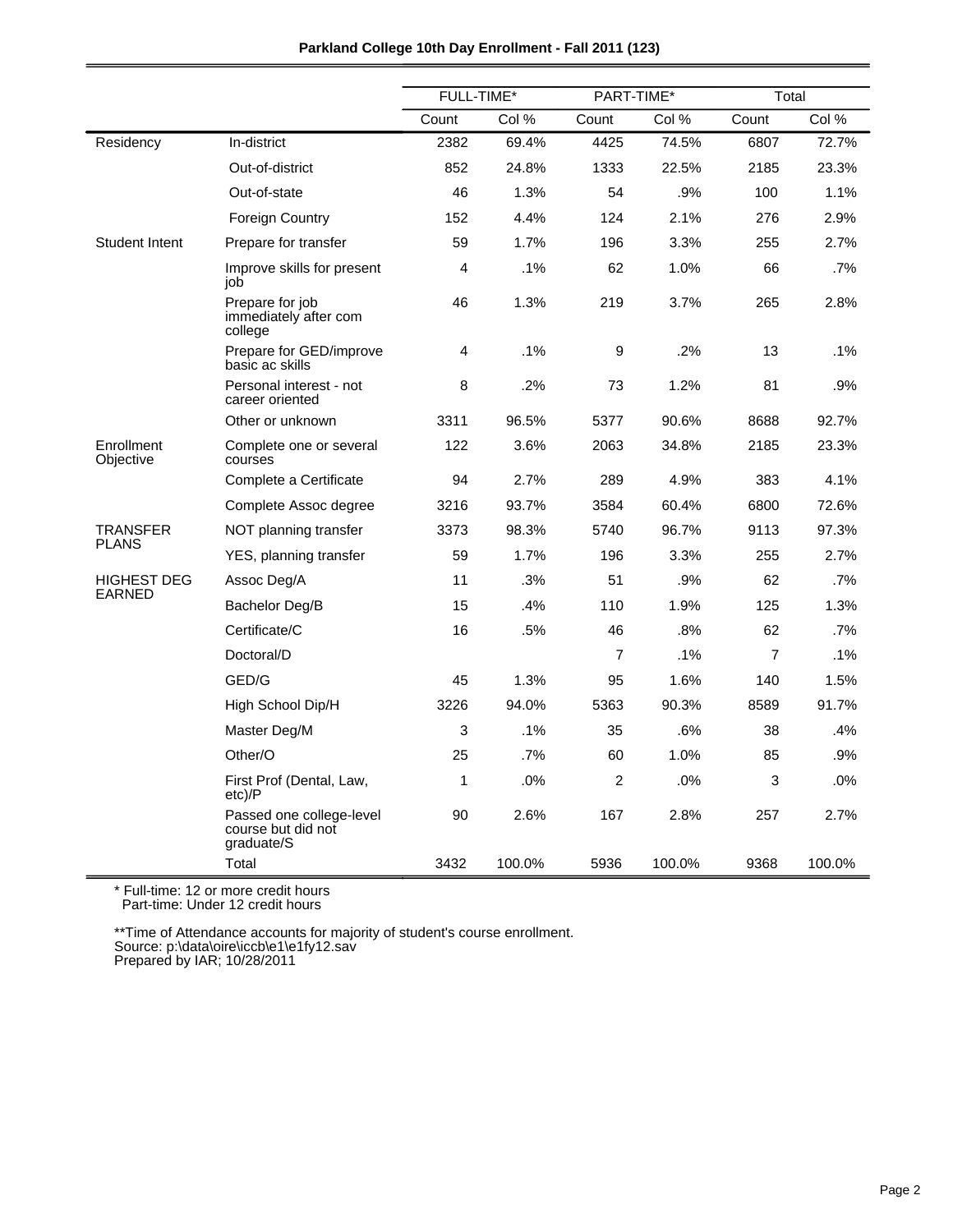**Parkland College 10th Day Enrollment - Fall 2011 (123)**

| | | FULL-TIME* | | PART-TIME* | | Total | |
|---|---|---|---|---|---|---|---|
| | | Count | Col % | Count | Col % | Count | Col % |
| Residency | In-district | 2382 | 69.4% | 4425 | 74.5% | 6807 | 72.7% |
| | Out-of-district | 852 | 24.8% | 1333 | 22.5% | 2185 | 23.3% |
| | Out-of-state | 46 | 1.3% | 54 | .9% | 100 | 1.1% |
| | Foreign Country | 152 | 4.4% | 124 | 2.1% | 276 | 2.9% |
| Student Intent | Prepare for transfer | 59 | 1.7% | 196 | 3.3% | 255 | 2.7% |
| | Improve skills for present job | 4 | .1% | 62 | 1.0% | 66 | .7% |
| | Prepare for job immediately after com college | 46 | 1.3% | 219 | 3.7% | 265 | 2.8% |
| | Prepare for GED/improve basic ac skills | 4 | .1% | 9 | .2% | 13 | .1% |
| | Personal interest - not career oriented | 8 | .2% | 73 | 1.2% | 81 | .9% |
| | Other or unknown | 3311 | 96.5% | 5377 | 90.6% | 8688 | 92.7% |
| Enrollment Objective | Complete one or several courses | 122 | 3.6% | 2063 | 34.8% | 2185 | 23.3% |
| | Complete a Certificate | 94 | 2.7% | 289 | 4.9% | 383 | 4.1% |
| | Complete Assoc degree | 3216 | 93.7% | 3584 | 60.4% | 6800 | 72.6% |
| TRANSFER PLANS | NOT planning transfer | 3373 | 98.3% | 5740 | 96.7% | 9113 | 97.3% |
| | YES, planning transfer | 59 | 1.7% | 196 | 3.3% | 255 | 2.7% |
| HIGHEST DEG EARNED | Assoc Deg/A | 11 | .3% | 51 | .9% | 62 | .7% |
| | Bachelor Deg/B | 15 | .4% | 110 | 1.9% | 125 | 1.3% |
| | Certificate/C | 16 | .5% | 46 | .8% | 62 | .7% |
| | Doctoral/D | | | 7 | .1% | 7 | .1% |
| | GED/G | 45 | 1.3% | 95 | 1.6% | 140 | 1.5% |
| | High School Dip/H | 3226 | 94.0% | 5363 | 90.3% | 8589 | 91.7% |
| | Master Deg/M | 3 | .1% | 35 | .6% | 38 | .4% |
| | Other/O | 25 | .7% | 60 | 1.0% | 85 | .9% |
| | First Prof (Dental, Law, etc)/P | 1 | .0% | 2 | .0% | 3 | .0% |
| | Passed one college-level course but did not graduate/S | 90 | 2.6% | 167 | 2.8% | 257 | 2.7% |
| | Total | 3432 | 100.0% | 5936 | 100.0% | 9368 | 100.0% |

\* Full-time: 12 or more credit hours
Part-time: Under 12 credit hours

**Time of Attendance accounts for majority of student's course enrollment.
Source: p:\data\oire\iccb\e1\e1fy12.sav
Prepared by IAR; 10/28/2011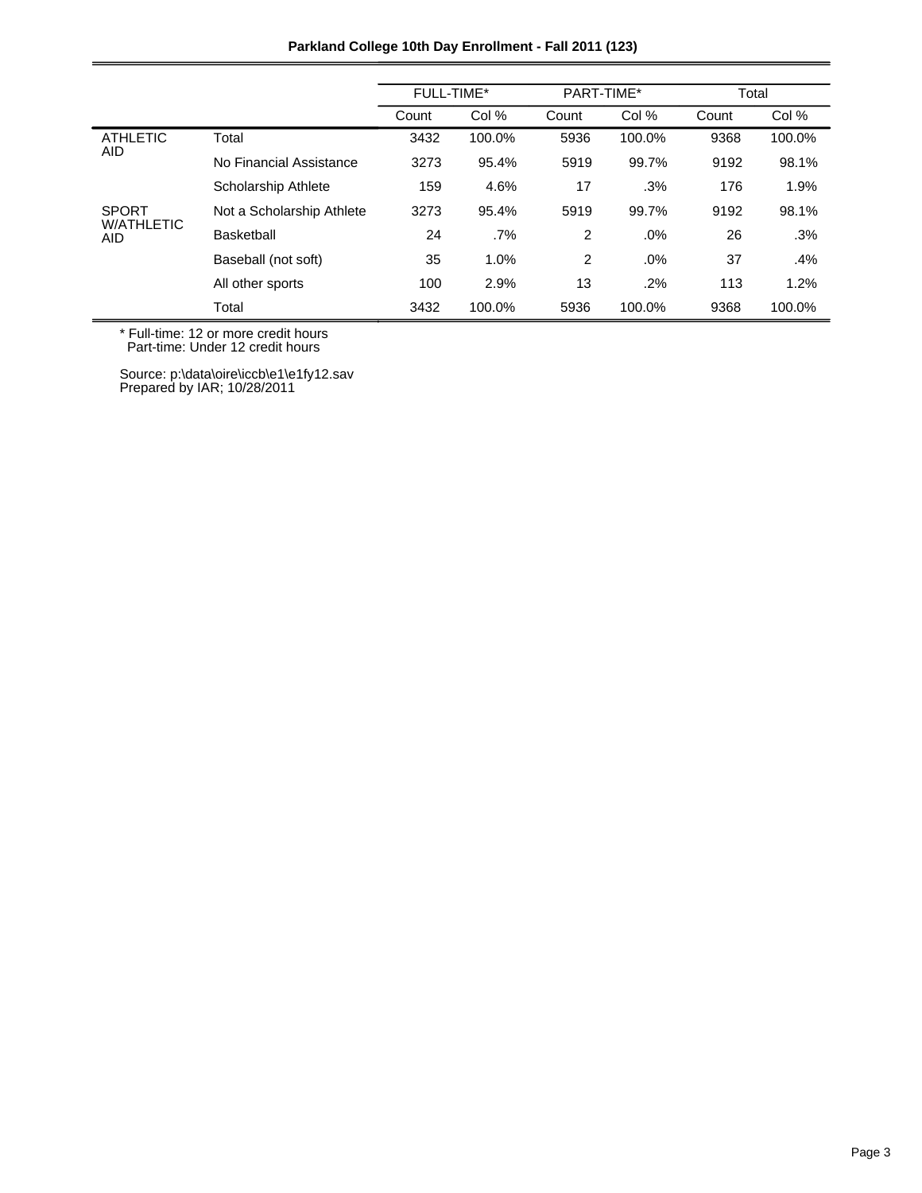**Parkland College 10th Day Enrollment - Fall 2011 (123)**

| | | FULL-TIME* | | PART-TIME* | | Total | |
|---|---|---|---|---|---|---|---|
| | | Count | Col % | Count | Col % | Count | Col % |
| ATHLETIC AID | Total | 3432 | 100.0% | 5936 | 100.0% | 9368 | 100.0% |
| | No Financial Assistance | 3273 | 95.4% | 5919 | 99.7% | 9192 | 98.1% |
| | Scholarship Athlete | 159 | 4.6% | 17 | .3% | 176 | 1.9% |
| SPORT W/ATHLETIC AID | Not a Scholarship Athlete | 3273 | 95.4% | 5919 | 99.7% | 9192 | 98.1% |
| | Basketball | 24 | .7% | 2 | .0% | 26 | .3% |
| | Baseball (not soft) | 35 | 1.0% | 2 | .0% | 37 | .4% |
| | All other sports | 100 | 2.9% | 13 | .2% | 113 | 1.2% |
| | Total | 3432 | 100.0% | 5936 | 100.0% | 9368 | 100.0% |

* Full-time: 12 or more credit hours
  Part-time: Under 12 credit hours

Source: p:\data\oire\iccb\e1\e1fy12.sav
Prepared by IAR; 10/28/2011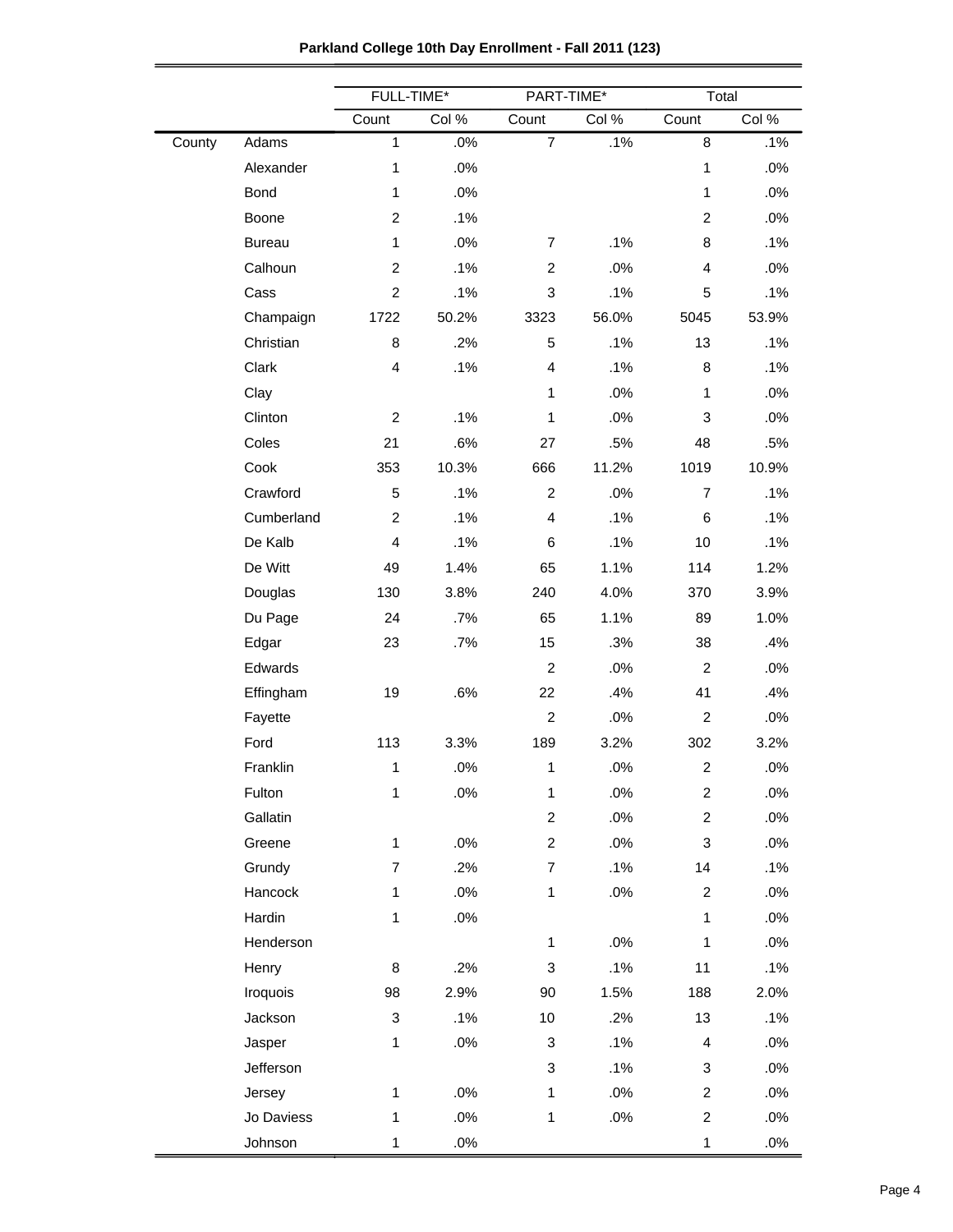**Parkland College 10th Day Enrollment - Fall 2011 (123)**

| | | FULL-TIME* | | PART-TIME* | | Total | |
|---|---|---|---|---|---|---|---|
| | | Count | Col % | Count | Col % | Count | Col % |
| County | Adams | 1 | .0% | 7 | .1% | 8 | .1% |
| | Alexander | 1 | .0% | | | 1 | .0% |
| | Bond | 1 | .0% | | | 1 | .0% |
| | Boone | 2 | .1% | | | 2 | .0% |
| | Bureau | 1 | .0% | 7 | .1% | 8 | .1% |
| | Calhoun | 2 | .1% | 2 | .0% | 4 | .0% |
| | Cass | 2 | .1% | 3 | .1% | 5 | .1% |
| | Champaign | 1722 | 50.2% | 3323 | 56.0% | 5045 | 53.9% |
| | Christian | 8 | .2% | 5 | .1% | 13 | .1% |
| | Clark | 4 | .1% | 4 | .1% | 8 | .1% |
| | Clay | | | 1 | .0% | 1 | .0% |
| | Clinton | 2 | .1% | 1 | .0% | 3 | .0% |
| | Coles | 21 | .6% | 27 | .5% | 48 | .5% |
| | Cook | 353 | 10.3% | 666 | 11.2% | 1019 | 10.9% |
| | Crawford | 5 | .1% | 2 | .0% | 7 | .1% |
| | Cumberland | 2 | .1% | 4 | .1% | 6 | .1% |
| | De Kalb | 4 | .1% | 6 | .1% | 10 | .1% |
| | De Witt | 49 | 1.4% | 65 | 1.1% | 114 | 1.2% |
| | Douglas | 130 | 3.8% | 240 | 4.0% | 370 | 3.9% |
| | Du Page | 24 | .7% | 65 | 1.1% | 89 | 1.0% |
| | Edgar | 23 | .7% | 15 | .3% | 38 | .4% |
| | Edwards | | | 2 | .0% | 2 | .0% |
| | Effingham | 19 | .6% | 22 | .4% | 41 | .4% |
| | Fayette | | | 2 | .0% | 2 | .0% |
| | Ford | 113 | 3.3% | 189 | 3.2% | 302 | 3.2% |
| | Franklin | 1 | .0% | 1 | .0% | 2 | .0% |
| | Fulton | 1 | .0% | 1 | .0% | 2 | .0% |
| | Gallatin | | | 2 | .0% | 2 | .0% |
| | Greene | 1 | .0% | 2 | .0% | 3 | .0% |
| | Grundy | 7 | .2% | 7 | .1% | 14 | .1% |
| | Hancock | 1 | .0% | 1 | .0% | 2 | .0% |
| | Hardin | 1 | .0% | | | 1 | .0% |
| | Henderson | | | 1 | .0% | 1 | .0% |
| | Henry | 8 | .2% | 3 | .1% | 11 | .1% |
| | Iroquois | 98 | 2.9% | 90 | 1.5% | 188 | 2.0% |
| | Jackson | 3 | .1% | 10 | .2% | 13 | .1% |
| | Jasper | 1 | .0% | 3 | .1% | 4 | .0% |
| | Jefferson | | | 3 | .1% | 3 | .0% |
| | Jersey | 1 | .0% | 1 | .0% | 2 | .0% |
| | Jo Daviess | 1 | .0% | 1 | .0% | 2 | .0% |
| | Johnson | 1 | .0% | | | 1 | .0% |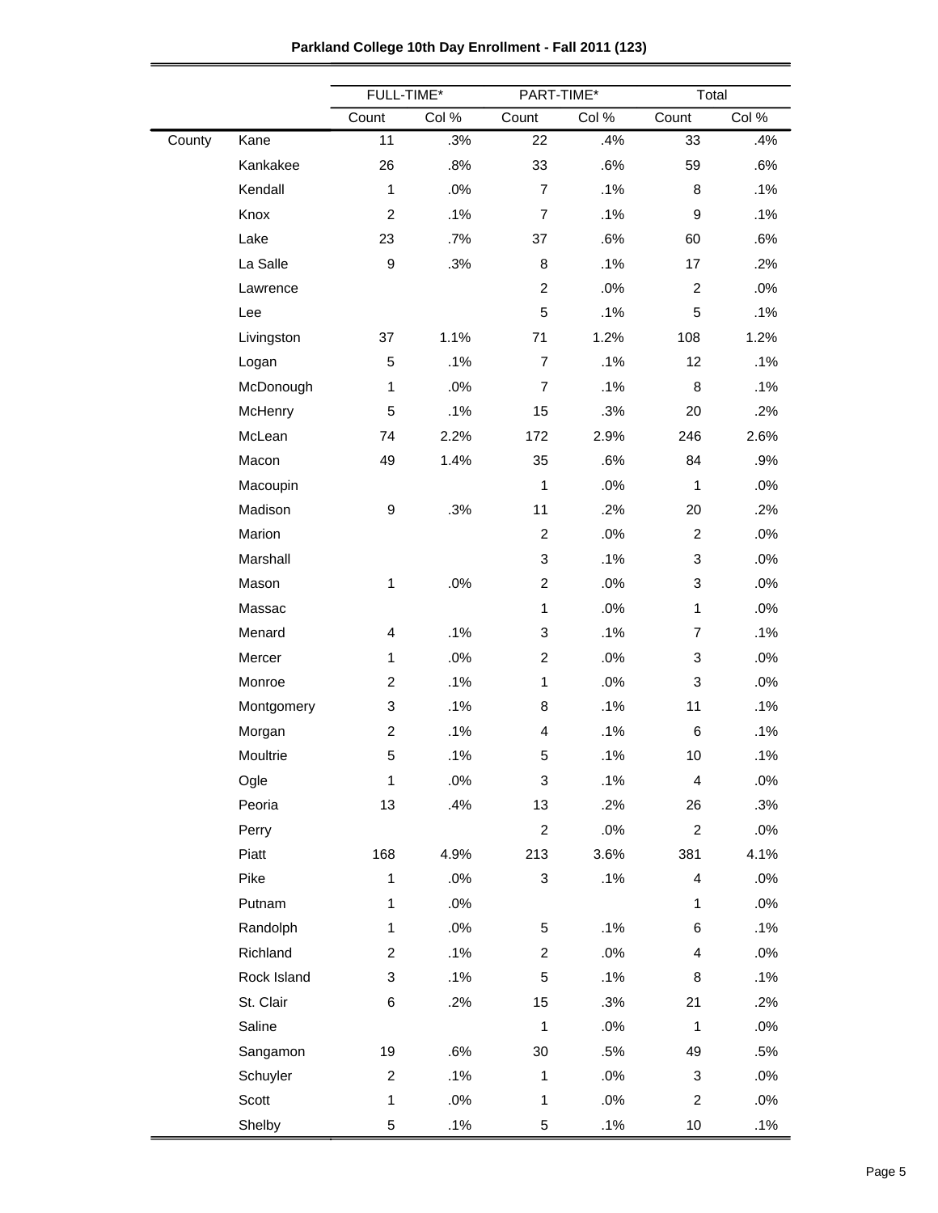**Parkland College 10th Day Enrollment - Fall 2011 (123)**

| | | FULL-TIME* | | PART-TIME* | | Total | |
|---|---|---|---|---|---|---|---|
| | | Count | Col % | Count | Col % | Count | Col % |
| County | Kane | 11 | .3% | 22 | .4% | 33 | .4% |
| | Kankakee | 26 | .8% | 33 | .6% | 59 | .6% |
| | Kendall | 1 | .0% | 7 | .1% | 8 | .1% |
| | Knox | 2 | .1% | 7 | .1% | 9 | .1% |
| | Lake | 23 | .7% | 37 | .6% | 60 | .6% |
| | La Salle | 9 | .3% | 8 | .1% | 17 | .2% |
| | Lawrence | | | 2 | .0% | 2 | .0% |
| | Lee | | | 5 | .1% | 5 | .1% |
| | Livingston | 37 | 1.1% | 71 | 1.2% | 108 | 1.2% |
| | Logan | 5 | .1% | 7 | .1% | 12 | .1% |
| | McDonough | 1 | .0% | 7 | .1% | 8 | .1% |
| | McHenry | 5 | .1% | 15 | .3% | 20 | .2% |
| | McLean | 74 | 2.2% | 172 | 2.9% | 246 | 2.6% |
| | Macon | 49 | 1.4% | 35 | .6% | 84 | .9% |
| | Macoupin | | | 1 | .0% | 1 | .0% |
| | Madison | 9 | .3% | 11 | .2% | 20 | .2% |
| | Marion | | | 2 | .0% | 2 | .0% |
| | Marshall | | | 3 | .1% | 3 | .0% |
| | Mason | 1 | .0% | 2 | .0% | 3 | .0% |
| | Massac | | | 1 | .0% | 1 | .0% |
| | Menard | 4 | .1% | 3 | .1% | 7 | .1% |
| | Mercer | 1 | .0% | 2 | .0% | 3 | .0% |
| | Monroe | 2 | .1% | 1 | .0% | 3 | .0% |
| | Montgomery | 3 | .1% | 8 | .1% | 11 | .1% |
| | Morgan | 2 | .1% | 4 | .1% | 6 | .1% |
| | Moultrie | 5 | .1% | 5 | .1% | 10 | .1% |
| | Ogle | 1 | .0% | 3 | .1% | 4 | .0% |
| | Peoria | 13 | .4% | 13 | .2% | 26 | .3% |
| | Perry | | | 2 | .0% | 2 | .0% |
| | Piatt | 168 | 4.9% | 213 | 3.6% | 381 | 4.1% |
| | Pike | 1 | .0% | 3 | .1% | 4 | .0% |
| | Putnam | 1 | .0% | | | 1 | .0% |
| | Randolph | 1 | .0% | 5 | .1% | 6 | .1% |
| | Richland | 2 | .1% | 2 | .0% | 4 | .0% |
| | Rock Island | 3 | .1% | 5 | .1% | 8 | .1% |
| | St. Clair | 6 | .2% | 15 | .3% | 21 | .2% |
| | Saline | | | 1 | .0% | 1 | .0% |
| | Sangamon | 19 | .6% | 30 | .5% | 49 | .5% |
| | Schuyler | 2 | .1% | 1 | .0% | 3 | .0% |
| | Scott | 1 | .0% | 1 | .0% | 2 | .0% |
| | Shelby | 5 | .1% | 5 | .1% | 10 | .1% |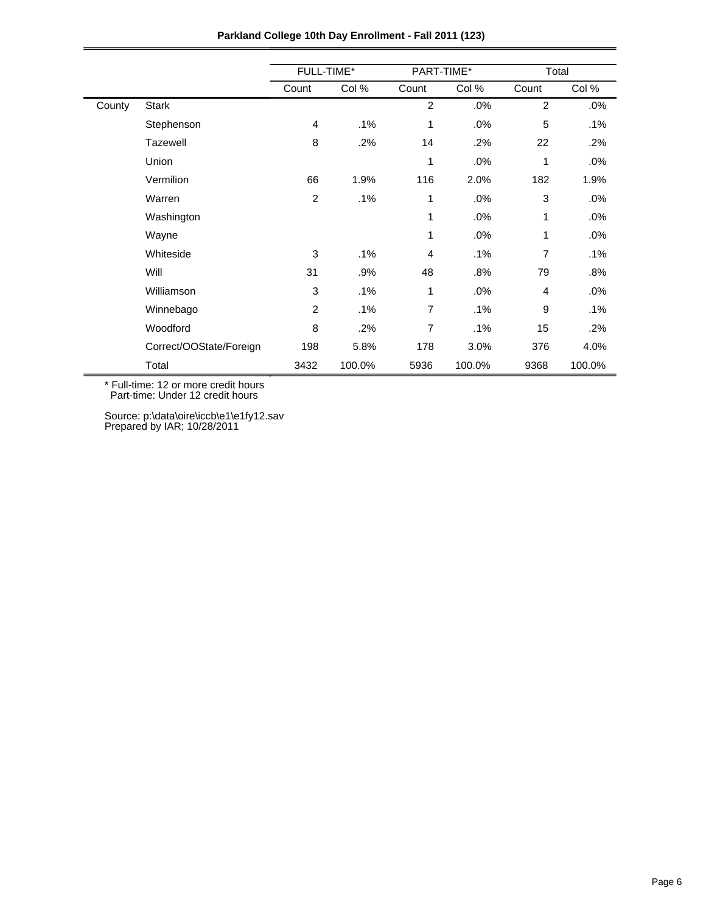**Parkland College 10th Day Enrollment - Fall 2011 (123)**

| | | FULL-TIME* | | PART-TIME* | | Total | |
|---|---|---|---|---|---|---|---|
| | | Count | Col % | Count | Col % | Count | Col % |
| County | Stark | | | 2 | .0% | 2 | .0% |
| | Stephenson | 4 | .1% | 1 | .0% | 5 | .1% |
| | Tazewell | 8 | .2% | 14 | .2% | 22 | .2% |
| | Union | | | 1 | .0% | 1 | .0% |
| | Vermilion | 66 | 1.9% | 116 | 2.0% | 182 | 1.9% |
| | Warren | 2 | .1% | 1 | .0% | 3 | .0% |
| | Washington | | | 1 | .0% | 1 | .0% |
| | Wayne | | | 1 | .0% | 1 | .0% |
| | Whiteside | 3 | .1% | 4 | .1% | 7 | .1% |
| | Will | 31 | .9% | 48 | .8% | 79 | .8% |
| | Williamson | 3 | .1% | 1 | .0% | 4 | .0% |
| | Winnebago | 2 | .1% | 7 | .1% | 9 | .1% |
| | Woodford | 8 | .2% | 7 | .1% | 15 | .2% |
| | Correct/OOState/Foreign | 198 | 5.8% | 178 | 3.0% | 376 | 4.0% |
| | Total | 3432 | 100.0% | 5936 | 100.0% | 9368 | 100.0% |

* Full-time: 12 or more credit hours
  Part-time: Under 12 credit hours

Source: p:\data\oire\iccb\e1\e1fy12.sav
Prepared by IAR; 10/28/2011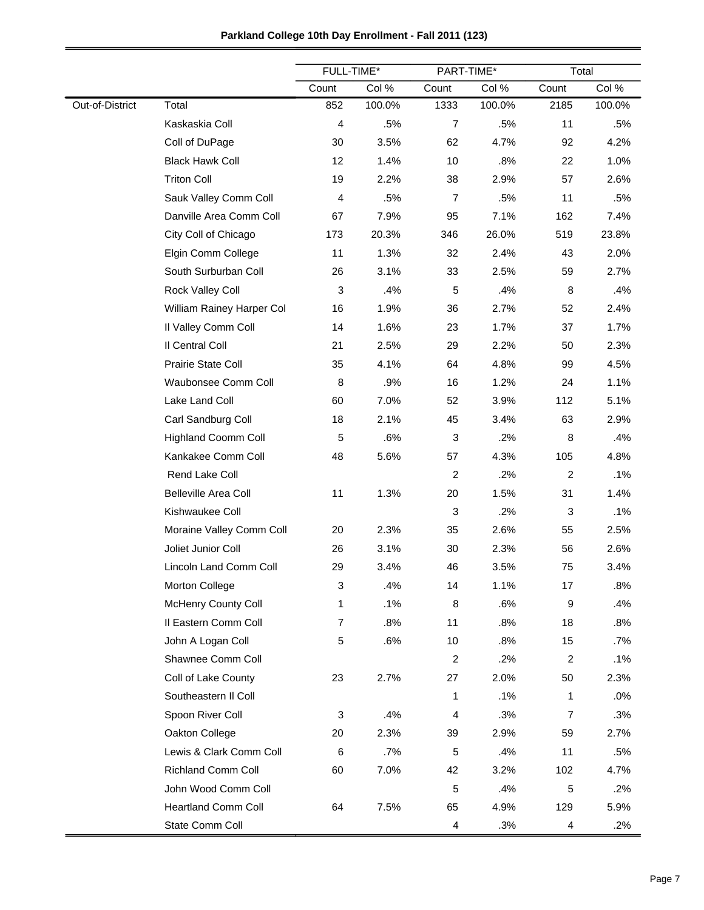**Parkland College 10th Day Enrollment - Fall 2011 (123)**

| | | FULL-TIME* | | PART-TIME* | | Total | |
|---|---|---|---|---|---|---|---|
| | | Count | Col % | Count | Col % | Count | Col % |
| Out-of-District | Total | 852 | 100.0% | 1333 | 100.0% | 2185 | 100.0% |
| | Kaskaskia Coll | 4 | .5% | 7 | .5% | 11 | .5% |
| | Coll of DuPage | 30 | 3.5% | 62 | 4.7% | 92 | 4.2% |
| | Black Hawk Coll | 12 | 1.4% | 10 | .8% | 22 | 1.0% |
| | Triton Coll | 19 | 2.2% | 38 | 2.9% | 57 | 2.6% |
| | Sauk Valley Comm Coll | 4 | .5% | 7 | .5% | 11 | .5% |
| | Danville Area Comm Coll | 67 | 7.9% | 95 | 7.1% | 162 | 7.4% |
| | City Coll of Chicago | 173 | 20.3% | 346 | 26.0% | 519 | 23.8% |
| | Elgin Comm College | 11 | 1.3% | 32 | 2.4% | 43 | 2.0% |
| | South Surburban Coll | 26 | 3.1% | 33 | 2.5% | 59 | 2.7% |
| | Rock Valley Coll | 3 | .4% | 5 | .4% | 8 | .4% |
| | William Rainey Harper Col | 16 | 1.9% | 36 | 2.7% | 52 | 2.4% |
| | Il Valley Comm Coll | 14 | 1.6% | 23 | 1.7% | 37 | 1.7% |
| | Il Central Coll | 21 | 2.5% | 29 | 2.2% | 50 | 2.3% |
| | Prairie State Coll | 35 | 4.1% | 64 | 4.8% | 99 | 4.5% |
| | Waubonsee Comm Coll | 8 | .9% | 16 | 1.2% | 24 | 1.1% |
| | Lake Land Coll | 60 | 7.0% | 52 | 3.9% | 112 | 5.1% |
| | Carl Sandburg Coll | 18 | 2.1% | 45 | 3.4% | 63 | 2.9% |
| | Highland Coomm Coll | 5 | .6% | 3 | .2% | 8 | .4% |
| | Kankakee Comm Coll | 48 | 5.6% | 57 | 4.3% | 105 | 4.8% |
| | Rend Lake Coll | | | 2 | .2% | 2 | .1% |
| | Belleville Area Coll | 11 | 1.3% | 20 | 1.5% | 31 | 1.4% |
| | Kishwaukee Coll | | | 3 | .2% | 3 | .1% |
| | Moraine Valley Comm Coll | 20 | 2.3% | 35 | 2.6% | 55 | 2.5% |
| | Joliet Junior Coll | 26 | 3.1% | 30 | 2.3% | 56 | 2.6% |
| | Lincoln Land Comm Coll | 29 | 3.4% | 46 | 3.5% | 75 | 3.4% |
| | Morton College | 3 | .4% | 14 | 1.1% | 17 | .8% |
| | McHenry County Coll | 1 | .1% | 8 | .6% | 9 | .4% |
| | Il Eastern Comm Coll | 7 | .8% | 11 | .8% | 18 | .8% |
| | John A Logan Coll | 5 | .6% | 10 | .8% | 15 | .7% |
| | Shawnee Comm Coll | | | 2 | .2% | 2 | .1% |
| | Coll of Lake County | 23 | 2.7% | 27 | 2.0% | 50 | 2.3% |
| | Southeastern Il Coll | | | 1 | .1% | 1 | .0% |
| | Spoon River Coll | 3 | .4% | 4 | .3% | 7 | .3% |
| | Oakton College | 20 | 2.3% | 39 | 2.9% | 59 | 2.7% |
| | Lewis & Clark Comm Coll | 6 | .7% | 5 | .4% | 11 | .5% |
| | Richland Comm Coll | 60 | 7.0% | 42 | 3.2% | 102 | 4.7% |
| | John Wood Comm Coll | | | 5 | .4% | 5 | .2% |
| | Heartland Comm Coll | 64 | 7.5% | 65 | 4.9% | 129 | 5.9% |
| | State Comm Coll | | | 4 | .3% | 4 | .2% |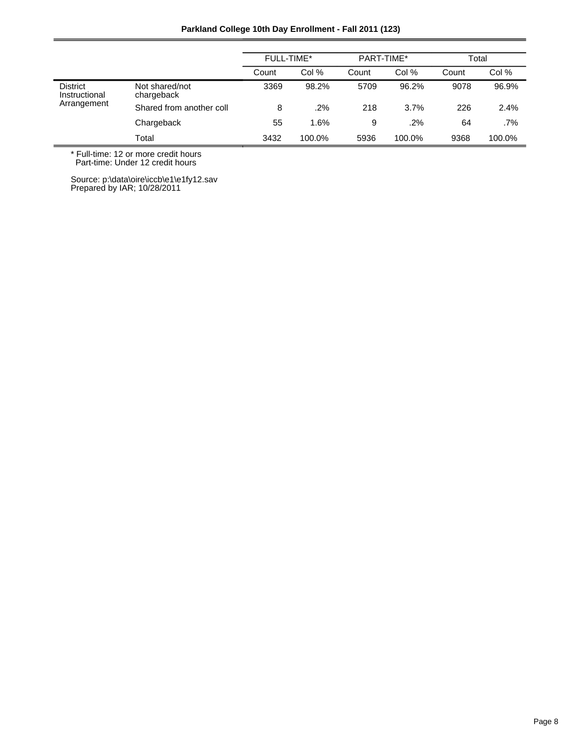**Parkland College 10th Day Enrollment - Fall 2011 (123)**

| | | FULL-TIME* | | PART-TIME* | | Total | |
|---|---|---|---|---|---|---|---|
| | | Count | Col % | Count | Col % | Count | Col % |
| District Instructional Arrangement | Not shared/not chargeback | 3369 | 98.2% | 5709 | 96.2% | 9078 | 96.9% |
| | Shared from another coll | 8 | .2% | 218 | 3.7% | 226 | 2.4% |
| | Chargeback | 55 | 1.6% | 9 | .2% | 64 | .7% |
| | Total | 3432 | 100.0% | 5936 | 100.0% | 9368 | 100.0% |

* Full-time: 12 or more credit hours
  Part-time: Under 12 credit hours

Source: p:\data\oire\iccb\e1\e1fy12.sav
Prepared by IAR; 10/28/2011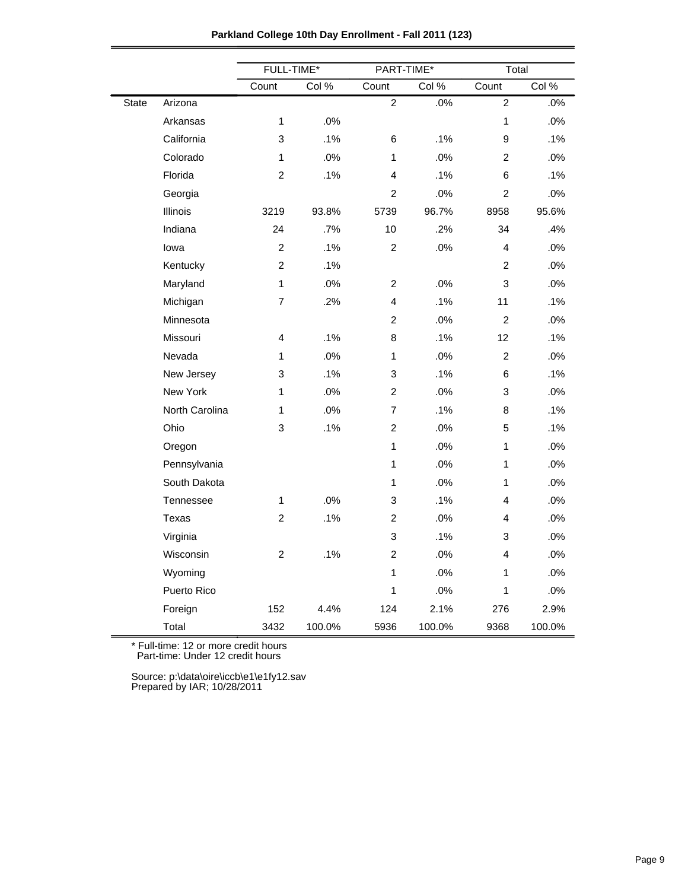**Parkland College 10th Day Enrollment - Fall 2011 (123)**

| | | FULL-TIME* | | PART-TIME* | | Total | |
|---|---|---|---|---|---|---|---|
| | | Count | Col % | Count | Col % | Count | Col % |
| State | Arizona | | | 2 | .0% | 2 | .0% |
| | Arkansas | 1 | .0% | | | 1 | .0% |
| | California | 3 | .1% | 6 | .1% | 9 | .1% |
| | Colorado | 1 | .0% | 1 | .0% | 2 | .0% |
| | Florida | 2 | .1% | 4 | .1% | 6 | .1% |
| | Georgia | | | 2 | .0% | 2 | .0% |
| | Illinois | 3219 | 93.8% | 5739 | 96.7% | 8958 | 95.6% |
| | Indiana | 24 | .7% | 10 | .2% | 34 | .4% |
| | Iowa | 2 | .1% | 2 | .0% | 4 | .0% |
| | Kentucky | 2 | .1% | | | 2 | .0% |
| | Maryland | 1 | .0% | 2 | .0% | 3 | .0% |
| | Michigan | 7 | .2% | 4 | .1% | 11 | .1% |
| | Minnesota | | | 2 | .0% | 2 | .0% |
| | Missouri | 4 | .1% | 8 | .1% | 12 | .1% |
| | Nevada | 1 | .0% | 1 | .0% | 2 | .0% |
| | New Jersey | 3 | .1% | 3 | .1% | 6 | .1% |
| | New York | 1 | .0% | 2 | .0% | 3 | .0% |
| | North Carolina | 1 | .0% | 7 | .1% | 8 | .1% |
| | Ohio | 3 | .1% | 2 | .0% | 5 | .1% |
| | Oregon | | | 1 | .0% | 1 | .0% |
| | Pennsylvania | | | 1 | .0% | 1 | .0% |
| | South Dakota | | | 1 | .0% | 1 | .0% |
| | Tennessee | 1 | .0% | 3 | .1% | 4 | .0% |
| | Texas | 2 | .1% | 2 | .0% | 4 | .0% |
| | Virginia | | | 3 | .1% | 3 | .0% |
| | Wisconsin | 2 | .1% | 2 | .0% | 4 | .0% |
| | Wyoming | | | 1 | .0% | 1 | .0% |
| | Puerto Rico | | | 1 | .0% | 1 | .0% |
| | Foreign | 152 | 4.4% | 124 | 2.1% | 276 | 2.9% |
| | Total | 3432 | 100.0% | 5936 | 100.0% | 9368 | 100.0% |

* Full-time: 12 or more credit hours
  Part-time: Under 12 credit hours

Source: p:\data\oire\iccb\e1\e1fy12.sav
Prepared by IAR; 10/28/2011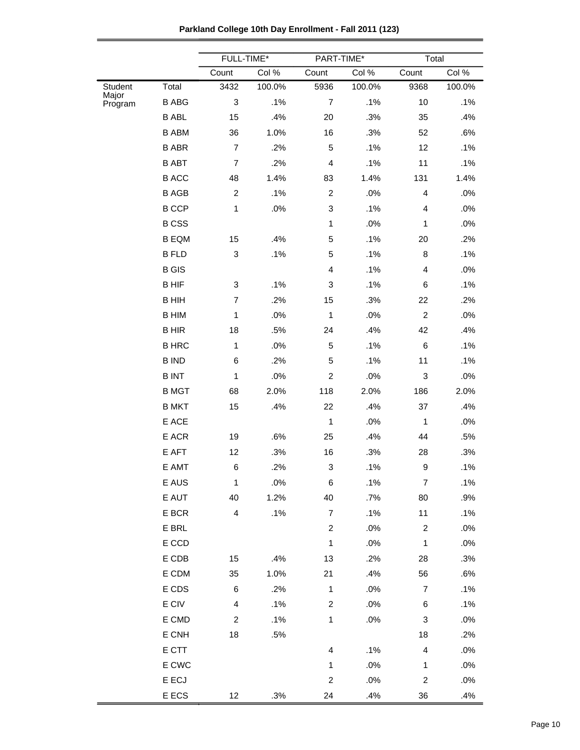**Parkland College 10th Day Enrollment - Fall 2011 (123)**

| | | FULL-TIME* | | PART-TIME* | | Total | |
|---|---|---|---|---|---|---|---|
| | | Count | Col % | Count | Col % | Count | Col % |
| Student Major Program | Total | 3432 | 100.0% | 5936 | 100.0% | 9368 | 100.0% |
| | B ABG | 3 | .1% | 7 | .1% | 10 | .1% |
| | B ABL | 15 | .4% | 20 | .3% | 35 | .4% |
| | B ABM | 36 | 1.0% | 16 | .3% | 52 | .6% |
| | B ABR | 7 | .2% | 5 | .1% | 12 | .1% |
| | B ABT | 7 | .2% | 4 | .1% | 11 | .1% |
| | B ACC | 48 | 1.4% | 83 | 1.4% | 131 | 1.4% |
| | B AGB | 2 | .1% | 2 | .0% | 4 | .0% |
| | B CCP | 1 | .0% | 3 | .1% | 4 | .0% |
| | B CSS | | | 1 | .0% | 1 | .0% |
| | B EQM | 15 | .4% | 5 | .1% | 20 | .2% |
| | B FLD | 3 | .1% | 5 | .1% | 8 | .1% |
| | B GIS | | | 4 | .1% | 4 | .0% |
| | B HIF | 3 | .1% | 3 | .1% | 6 | .1% |
| | B HIH | 7 | .2% | 15 | .3% | 22 | .2% |
| | B HIM | 1 | .0% | 1 | .0% | 2 | .0% |
| | B HIR | 18 | .5% | 24 | .4% | 42 | .4% |
| | B HRC | 1 | .0% | 5 | .1% | 6 | .1% |
| | B IND | 6 | .2% | 5 | .1% | 11 | .1% |
| | B INT | 1 | .0% | 2 | .0% | 3 | .0% |
| | B MGT | 68 | 2.0% | 118 | 2.0% | 186 | 2.0% |
| | B MKT | 15 | .4% | 22 | .4% | 37 | .4% |
| | E ACE | | | 1 | .0% | 1 | .0% |
| | E ACR | 19 | .6% | 25 | .4% | 44 | .5% |
| | E AFT | 12 | .3% | 16 | .3% | 28 | .3% |
| | E AMT | 6 | .2% | 3 | .1% | 9 | .1% |
| | E AUS | 1 | .0% | 6 | .1% | 7 | .1% |
| | E AUT | 40 | 1.2% | 40 | .7% | 80 | .9% |
| | E BCR | 4 | .1% | 7 | .1% | 11 | .1% |
| | E BRL | | | 2 | .0% | 2 | .0% |
| | E CCD | | | 1 | .0% | 1 | .0% |
| | E CDB | 15 | .4% | 13 | .2% | 28 | .3% |
| | E CDM | 35 | 1.0% | 21 | .4% | 56 | .6% |
| | E CDS | 6 | .2% | 1 | .0% | 7 | .1% |
| | E CIV | 4 | .1% | 2 | .0% | 6 | .1% |
| | E CMD | 2 | .1% | 1 | .0% | 3 | .0% |
| | E CNH | 18 | .5% | | | 18 | .2% |
| | E CTT | | | 4 | .1% | 4 | .0% |
| | E CWC | | | 1 | .0% | 1 | .0% |
| | E ECJ | | | 2 | .0% | 2 | .0% |
| | E ECS | 12 | .3% | 24 | .4% | 36 | .4% |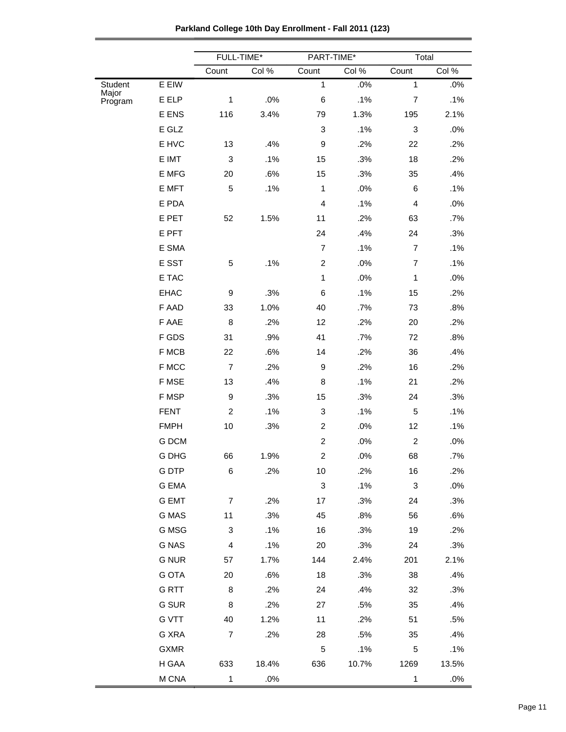**Parkland College 10th Day Enrollment - Fall 2011 (123)**

| | | FULL-TIME* | | PART-TIME* | | Total | |
|---|---|---|---|---|---|---|---|
| | | Count | Col % | Count | Col % | Count | Col % |
| Student Major Program | E EIW | | | 1 | .0% | 1 | .0% |
| | E ELP | 1 | .0% | 6 | .1% | 7 | .1% |
| | E ENS | 116 | 3.4% | 79 | 1.3% | 195 | 2.1% |
| | E GLZ | | | 3 | .1% | 3 | .0% |
| | E HVC | 13 | .4% | 9 | .2% | 22 | .2% |
| | E IMT | 3 | .1% | 15 | .3% | 18 | .2% |
| | E MFG | 20 | .6% | 15 | .3% | 35 | .4% |
| | E MFT | 5 | .1% | 1 | .0% | 6 | .1% |
| | E PDA | | | 4 | .1% | 4 | .0% |
| | E PET | 52 | 1.5% | 11 | .2% | 63 | .7% |
| | E PFT | | | 24 | .4% | 24 | .3% |
| | E SMA | | | 7 | .1% | 7 | .1% |
| | E SST | 5 | .1% | 2 | .0% | 7 | .1% |
| | E TAC | | | 1 | .0% | 1 | .0% |
| | EHAC | 9 | .3% | 6 | .1% | 15 | .2% |
| | F AAD | 33 | 1.0% | 40 | .7% | 73 | .8% |
| | F AAE | 8 | .2% | 12 | .2% | 20 | .2% |
| | F GDS | 31 | .9% | 41 | .7% | 72 | .8% |
| | F MCB | 22 | .6% | 14 | .2% | 36 | .4% |
| | F MCC | 7 | .2% | 9 | .2% | 16 | .2% |
| | F MSE | 13 | .4% | 8 | .1% | 21 | .2% |
| | F MSP | 9 | .3% | 15 | .3% | 24 | .3% |
| | FENT | 2 | .1% | 3 | .1% | 5 | .1% |
| | FMPH | 10 | .3% | 2 | .0% | 12 | .1% |
| | G DCM | | | 2 | .0% | 2 | .0% |
| | G DHG | 66 | 1.9% | 2 | .0% | 68 | .7% |
| | G DTP | 6 | .2% | 10 | .2% | 16 | .2% |
| | G EMA | | | 3 | .1% | 3 | .0% |
| | G EMT | 7 | .2% | 17 | .3% | 24 | .3% |
| | G MAS | 11 | .3% | 45 | .8% | 56 | .6% |
| | G MSG | 3 | .1% | 16 | .3% | 19 | .2% |
| | G NAS | 4 | .1% | 20 | .3% | 24 | .3% |
| | G NUR | 57 | 1.7% | 144 | 2.4% | 201 | 2.1% |
| | G OTA | 20 | .6% | 18 | .3% | 38 | .4% |
| | G RTT | 8 | .2% | 24 | .4% | 32 | .3% |
| | G SUR | 8 | .2% | 27 | .5% | 35 | .4% |
| | G VTT | 40 | 1.2% | 11 | .2% | 51 | .5% |
| | G XRA | 7 | .2% | 28 | .5% | 35 | .4% |
| | GXMR | | | 5 | .1% | 5 | .1% |
| | H GAA | 633 | 18.4% | 636 | 10.7% | 1269 | 13.5% |
| | M CNA | 1 | .0% | | | 1 | .0% |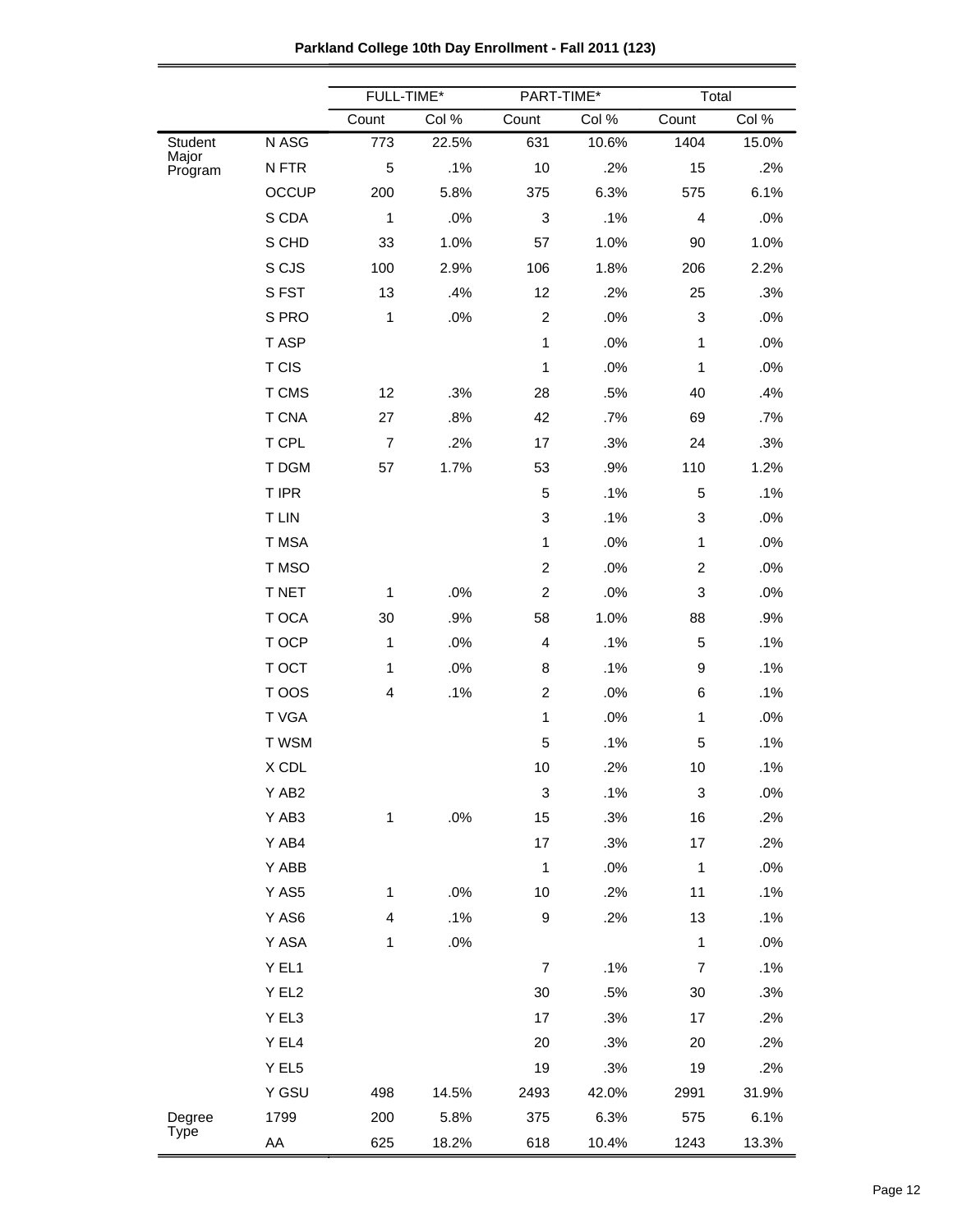**Parkland College 10th Day Enrollment - Fall 2011 (123)**

| | | FULL-TIME* | | PART-TIME* | | Total | |
|---|---|---|---|---|---|---|---|
| | | Count | Col % | Count | Col % | Count | Col % |
| Student Major Program | N ASG | 773 | 22.5% | 631 | 10.6% | 1404 | 15.0% |
| | N FTR | 5 | .1% | 10 | .2% | 15 | .2% |
| | OCCUP | 200 | 5.8% | 375 | 6.3% | 575 | 6.1% |
| | S CDA | 1 | .0% | 3 | .1% | 4 | .0% |
| | S CHD | 33 | 1.0% | 57 | 1.0% | 90 | 1.0% |
| | S CJS | 100 | 2.9% | 106 | 1.8% | 206 | 2.2% |
| | S FST | 13 | .4% | 12 | .2% | 25 | .3% |
| | S PRO | 1 | .0% | 2 | .0% | 3 | .0% |
| | T ASP | | | 1 | .0% | 1 | .0% |
| | T CIS | | | 1 | .0% | 1 | .0% |
| | T CMS | 12 | .3% | 28 | .5% | 40 | .4% |
| | T CNA | 27 | .8% | 42 | .7% | 69 | .7% |
| | T CPL | 7 | .2% | 17 | .3% | 24 | .3% |
| | T DGM | 57 | 1.7% | 53 | .9% | 110 | 1.2% |
| | T IPR | | | 5 | .1% | 5 | .1% |
| | T LIN | | | 3 | .1% | 3 | .0% |
| | T MSA | | | 1 | .0% | 1 | .0% |
| | T MSO | | | 2 | .0% | 2 | .0% |
| | T NET | 1 | .0% | 2 | .0% | 3 | .0% |
| | T OCA | 30 | .9% | 58 | 1.0% | 88 | .9% |
| | T OCP | 1 | .0% | 4 | .1% | 5 | .1% |
| | T OCT | 1 | .0% | 8 | .1% | 9 | .1% |
| | T OOS | 4 | .1% | 2 | .0% | 6 | .1% |
| | T VGA | | | 1 | .0% | 1 | .0% |
| | T WSM | | | 5 | .1% | 5 | .1% |
| | X CDL | | | 10 | .2% | 10 | .1% |
| | Y AB2 | | | 3 | .1% | 3 | .0% |
| | Y AB3 | 1 | .0% | 15 | .3% | 16 | .2% |
| | Y AB4 | | | 17 | .3% | 17 | .2% |
| | Y ABB | | | 1 | .0% | 1 | .0% |
| | Y AS5 | 1 | .0% | 10 | .2% | 11 | .1% |
| | Y AS6 | 4 | .1% | 9 | .2% | 13 | .1% |
| | Y ASA | 1 | .0% | | | 1 | .0% |
| | Y EL1 | | | 7 | .1% | 7 | .1% |
| | Y EL2 | | | 30 | .5% | 30 | .3% |
| | Y EL3 | | | 17 | .3% | 17 | .2% |
| | Y EL4 | | | 20 | .3% | 20 | .2% |
| | Y EL5 | | | 19 | .3% | 19 | .2% |
| | Y GSU | 498 | 14.5% | 2493 | 42.0% | 2991 | 31.9% |
| Degree Type | 1799 | 200 | 5.8% | 375 | 6.3% | 575 | 6.1% |
| | AA | 625 | 18.2% | 618 | 10.4% | 1243 | 13.3% |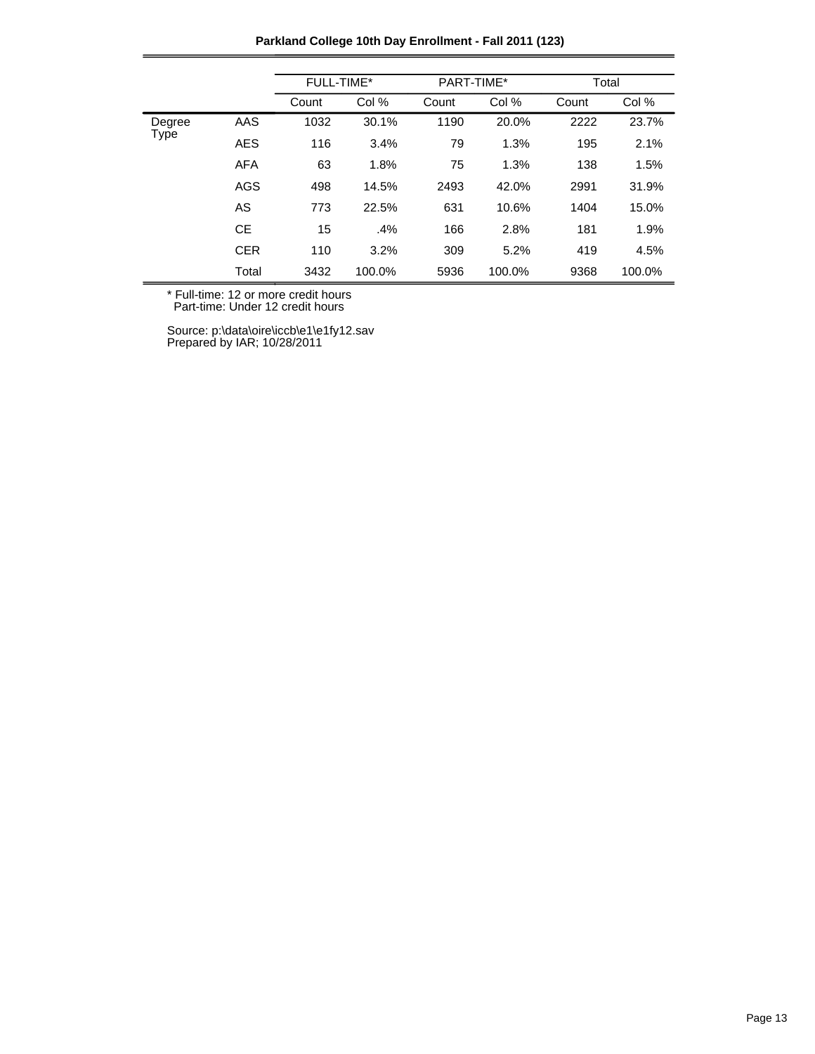**Parkland College 10th Day Enrollment - Fall 2011 (123)**

| | | FULL-TIME* | | PART-TIME* | | Total | |
|---|---|---|---|---|---|---|---|
| | | Count | Col % | Count | Col % | Count | Col % |
| Degree Type | AAS | 1032 | 30.1% | 1190 | 20.0% | 2222 | 23.7% |
| | AES | 116 | 3.4% | 79 | 1.3% | 195 | 2.1% |
| | AFA | 63 | 1.8% | 75 | 1.3% | 138 | 1.5% |
| | AGS | 498 | 14.5% | 2493 | 42.0% | 2991 | 31.9% |
| | AS | 773 | 22.5% | 631 | 10.6% | 1404 | 15.0% |
| | CE | 15 | .4% | 166 | 2.8% | 181 | 1.9% |
| | CER | 110 | 3.2% | 309 | 5.2% | 419 | 4.5% |
| | Total | 3432 | 100.0% | 5936 | 100.0% | 9368 | 100.0% |

* Full-time: 12 or more credit hours
  Part-time: Under 12 credit hours

Source: p:\data\oire\iccb\e1\e1fy12.sav
Prepared by IAR; 10/28/2011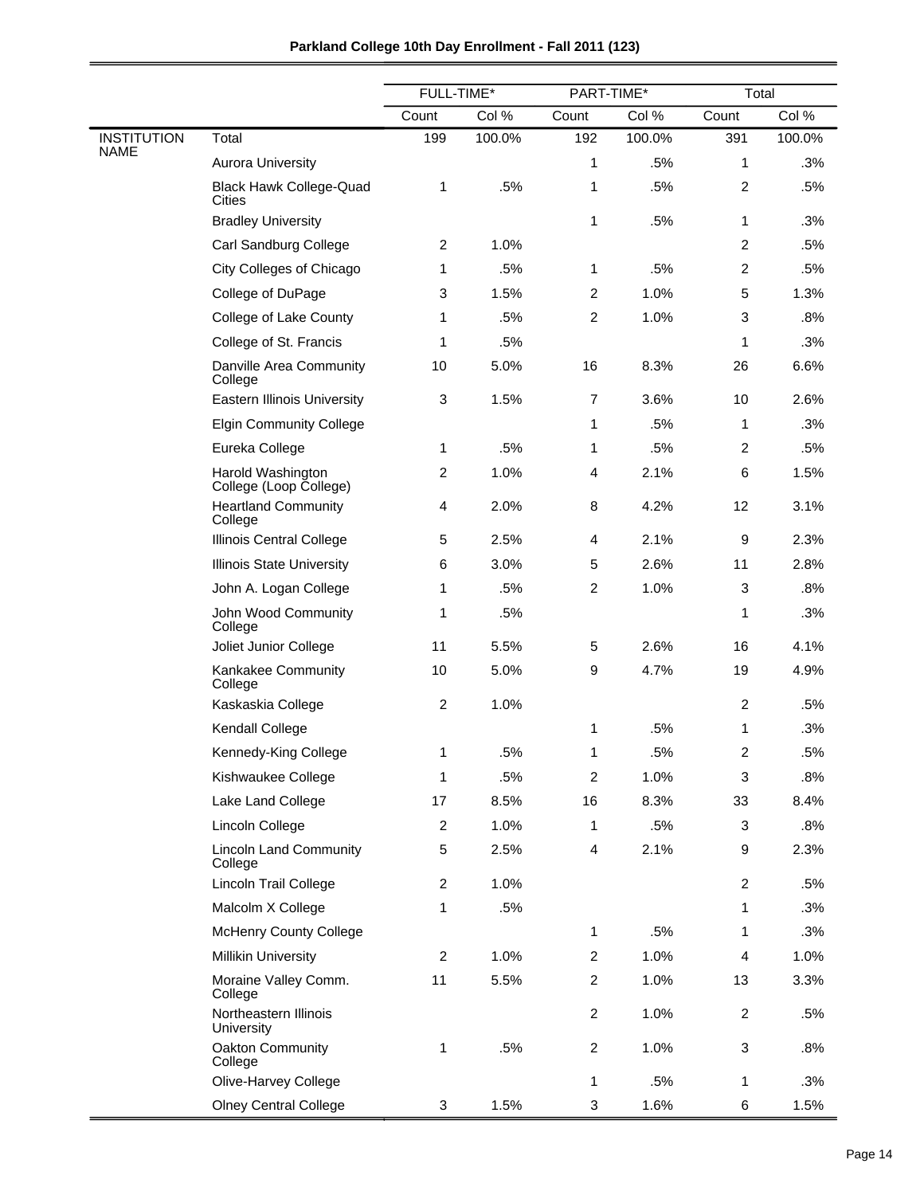**Parkland College 10th Day Enrollment - Fall 2011 (123)**

| | | FULL-TIME* | | PART-TIME* | | Total | |
|---|---|---|---|---|---|---|---|
| | | Count | Col % | Count | Col % | Count | Col % |
| INSTITUTION NAME | Total | 199 | 100.0% | 192 | 100.0% | 391 | 100.0% |
| | Aurora University | | | 1 | .5% | 1 | .3% |
| | Black Hawk College-Quad Cities | 1 | .5% | 1 | .5% | 2 | .5% |
| | Bradley University | | | 1 | .5% | 1 | .3% |
| | Carl Sandburg College | 2 | 1.0% | | | 2 | .5% |
| | City Colleges of Chicago | 1 | .5% | 1 | .5% | 2 | .5% |
| | College of DuPage | 3 | 1.5% | 2 | 1.0% | 5 | 1.3% |
| | College of Lake County | 1 | .5% | 2 | 1.0% | 3 | .8% |
| | College of St. Francis | 1 | .5% | | | 1 | .3% |
| | Danville Area Community College | 10 | 5.0% | 16 | 8.3% | 26 | 6.6% |
| | Eastern Illinois University | 3 | 1.5% | 7 | 3.6% | 10 | 2.6% |
| | Elgin Community College | | | 1 | .5% | 1 | .3% |
| | Eureka College | 1 | .5% | 1 | .5% | 2 | .5% |
| | Harold Washington College (Loop College) | 2 | 1.0% | 4 | 2.1% | 6 | 1.5% |
| | Heartland Community College | 4 | 2.0% | 8 | 4.2% | 12 | 3.1% |
| | Illinois Central College | 5 | 2.5% | 4 | 2.1% | 9 | 2.3% |
| | Illinois State University | 6 | 3.0% | 5 | 2.6% | 11 | 2.8% |
| | John A. Logan College | 1 | .5% | 2 | 1.0% | 3 | .8% |
| | John Wood Community College | 1 | .5% | | | 1 | .3% |
| | Joliet Junior College | 11 | 5.5% | 5 | 2.6% | 16 | 4.1% |
| | Kankakee Community College | 10 | 5.0% | 9 | 4.7% | 19 | 4.9% |
| | Kaskaskia College | 2 | 1.0% | | | 2 | .5% |
| | Kendall College | | | 1 | .5% | 1 | .3% |
| | Kennedy-King College | 1 | .5% | 1 | .5% | 2 | .5% |
| | Kishwaukee College | 1 | .5% | 2 | 1.0% | 3 | .8% |
| | Lake Land College | 17 | 8.5% | 16 | 8.3% | 33 | 8.4% |
| | Lincoln College | 2 | 1.0% | 1 | .5% | 3 | .8% |
| | Lincoln Land Community College | 5 | 2.5% | 4 | 2.1% | 9 | 2.3% |
| | Lincoln Trail College | 2 | 1.0% | | | 2 | .5% |
| | Malcolm X College | 1 | .5% | | | 1 | .3% |
| | McHenry County College | | | 1 | .5% | 1 | .3% |
| | Millikin University | 2 | 1.0% | 2 | 1.0% | 4 | 1.0% |
| | Moraine Valley Comm. College | 11 | 5.5% | 2 | 1.0% | 13 | 3.3% |
| | Northeastern Illinois University | | | 2 | 1.0% | 2 | .5% |
| | Oakton Community College | 1 | .5% | 2 | 1.0% | 3 | .8% |
| | Olive-Harvey College | | | 1 | .5% | 1 | .3% |
| | Olney Central College | 3 | 1.5% | 3 | 1.6% | 6 | 1.5% |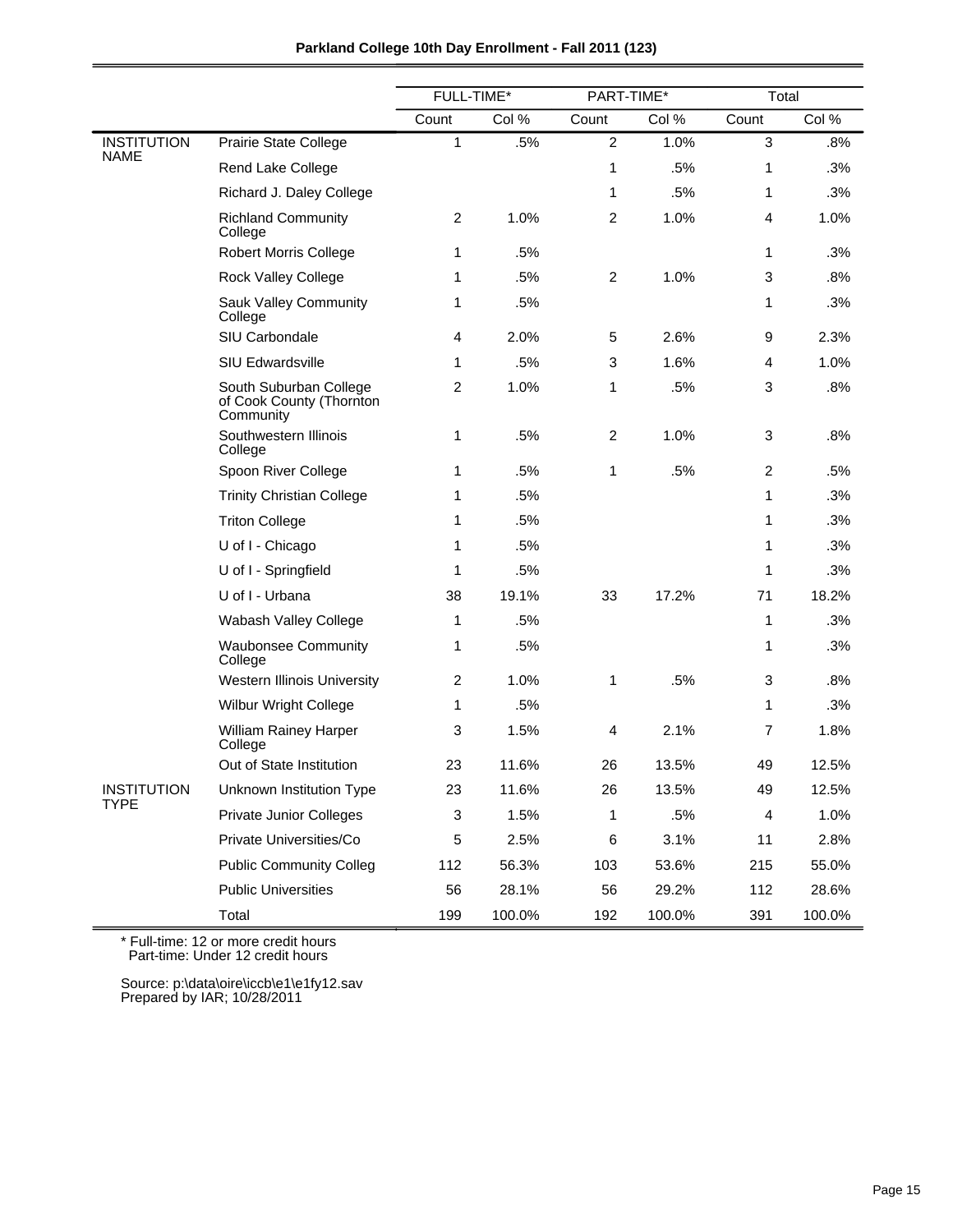**Parkland College 10th Day Enrollment - Fall 2011 (123)**

| | | FULL-TIME* | | PART-TIME* | | Total | |
|---|---|---|---|---|---|---|---|
| | | Count | Col % | Count | Col % | Count | Col % |
| INSTITUTION NAME | Prairie State College | 1 | .5% | 2 | 1.0% | 3 | .8% |
| | Rend Lake College | | | 1 | .5% | 1 | .3% |
| | Richard J. Daley College | | | 1 | .5% | 1 | .3% |
| | Richland Community College | 2 | 1.0% | 2 | 1.0% | 4 | 1.0% |
| | Robert Morris College | 1 | .5% | | | 1 | .3% |
| | Rock Valley College | 1 | .5% | 2 | 1.0% | 3 | .8% |
| | Sauk Valley Community College | 1 | .5% | | | 1 | .3% |
| | SIU Carbondale | 4 | 2.0% | 5 | 2.6% | 9 | 2.3% |
| | SIU Edwardsville | 1 | .5% | 3 | 1.6% | 4 | 1.0% |
| | South Suburban College of Cook County (Thornton Community | 2 | 1.0% | 1 | .5% | 3 | .8% |
| | Southwestern Illinois College | 1 | .5% | 2 | 1.0% | 3 | .8% |
| | Spoon River College | 1 | .5% | 1 | .5% | 2 | .5% |
| | Trinity Christian College | 1 | .5% | | | 1 | .3% |
| | Triton College | 1 | .5% | | | 1 | .3% |
| | U of I - Chicago | 1 | .5% | | | 1 | .3% |
| | U of I - Springfield | 1 | .5% | | | 1 | .3% |
| | U of I - Urbana | 38 | 19.1% | 33 | 17.2% | 71 | 18.2% |
| | Wabash Valley College | 1 | .5% | | | 1 | .3% |
| | Waubonsee Community College | 1 | .5% | | | 1 | .3% |
| | Western Illinois University | 2 | 1.0% | 1 | .5% | 3 | .8% |
| | Wilbur Wright College | 1 | .5% | | | 1 | .3% |
| | William Rainey Harper College | 3 | 1.5% | 4 | 2.1% | 7 | 1.8% |
| | Out of State Institution | 23 | 11.6% | 26 | 13.5% | 49 | 12.5% |
| INSTITUTION TYPE | Unknown Institution Type | 23 | 11.6% | 26 | 13.5% | 49 | 12.5% |
| | Private Junior Colleges | 3 | 1.5% | 1 | .5% | 4 | 1.0% |
| | Private Universities/Co | 5 | 2.5% | 6 | 3.1% | 11 | 2.8% |
| | Public Community Colleg | 112 | 56.3% | 103 | 53.6% | 215 | 55.0% |
| | Public Universities | 56 | 28.1% | 56 | 29.2% | 112 | 28.6% |
| | Total | 199 | 100.0% | 192 | 100.0% | 391 | 100.0% |

* Full-time: 12 or more credit hours
  Part-time: Under 12 credit hours

Source: p:\data\oire\iccb\e1\e1fy12.sav
Prepared by IAR; 10/28/2011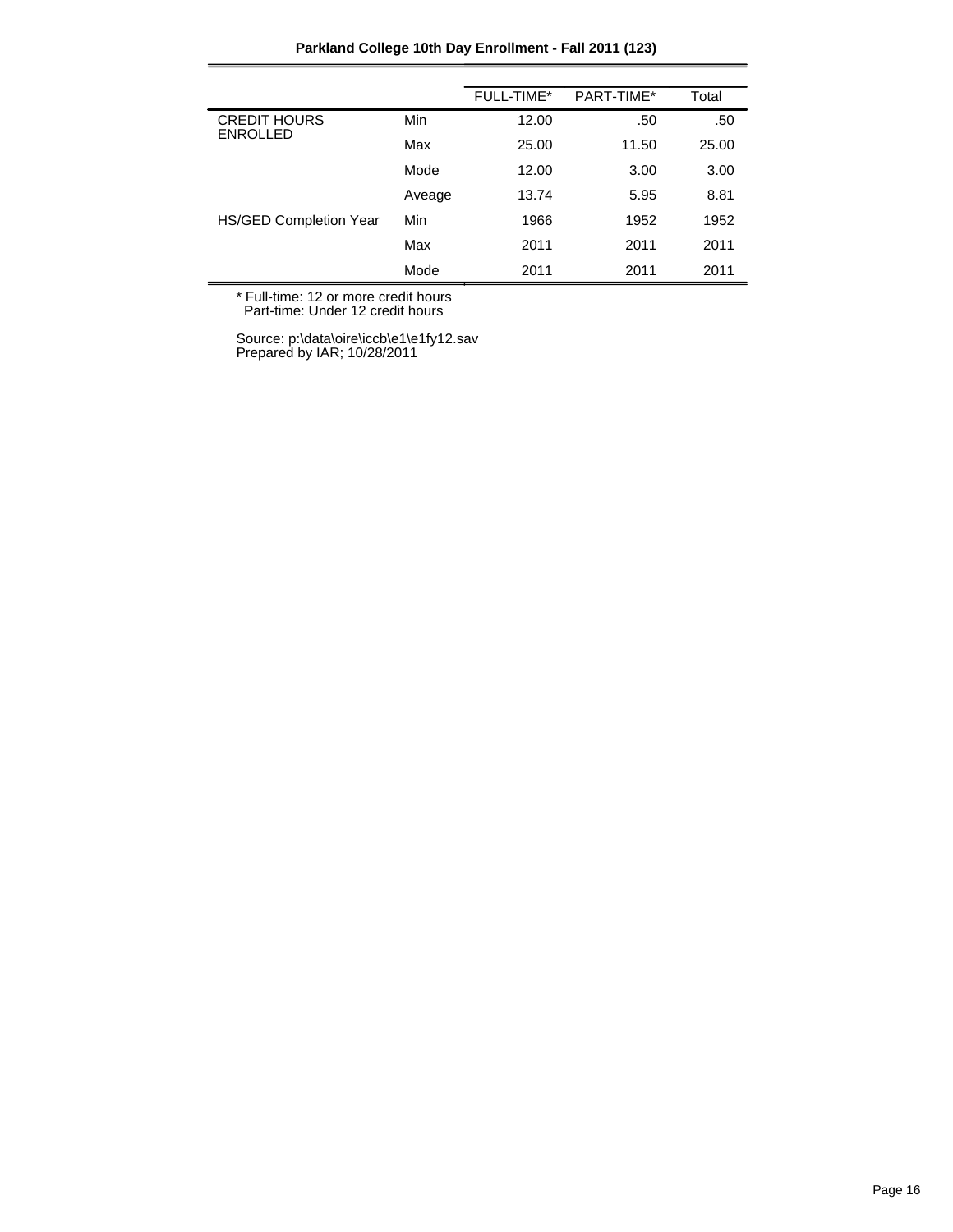**Parkland College 10th Day Enrollment - Fall 2011 (123)**

| | | FULL-TIME* | PART-TIME* | Total |
|---|---|---|---|---|
| CREDIT HOURS ENROLLED | Min | 12.00 | .50 | .50 |
| | Max | 25.00 | 11.50 | 25.00 |
| | Mode | 12.00 | 3.00 | 3.00 |
| | Aveage | 13.74 | 5.95 | 8.81 |
| HS/GED Completion Year | Min | 1966 | 1952 | 1952 |
| | Max | 2011 | 2011 | 2011 |
| | Mode | 2011 | 2011 | 2011 |

\* Full-time: 12 or more credit hours
Part-time: Under 12 credit hours

Source: p:\data\oire\iccb\e1\e1fy12.sav
Prepared by IAR; 10/28/2011